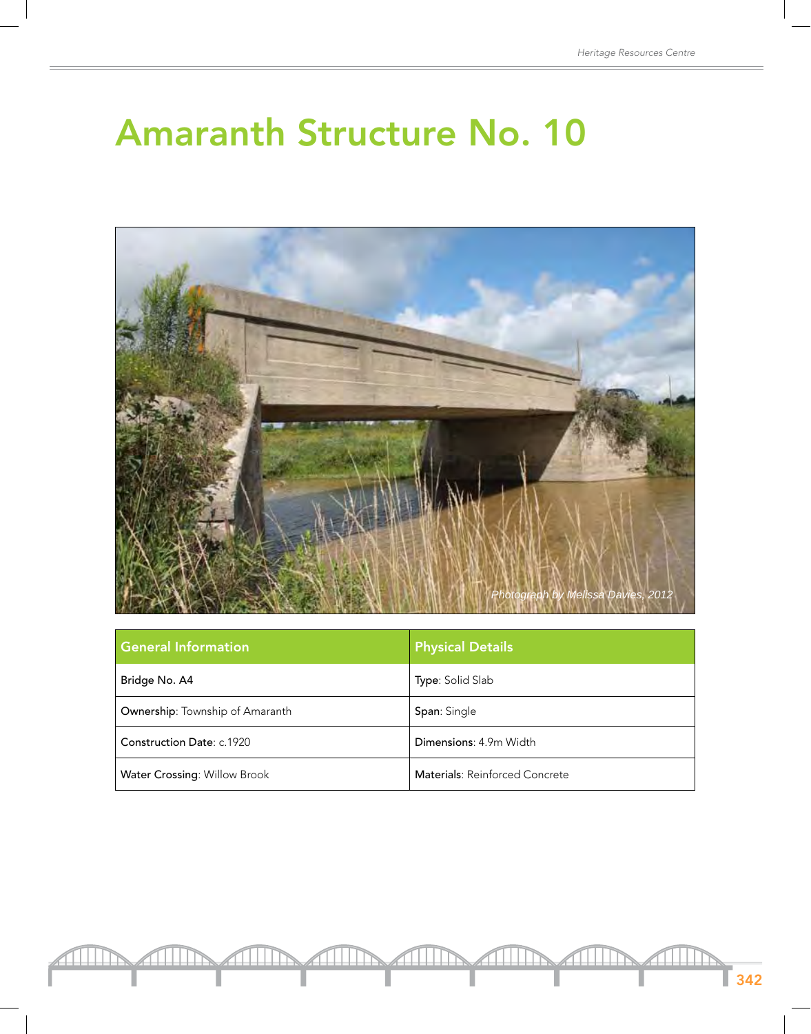# Amaranth Structure No. 10

*Photograph by Melissa Davies, 2012*

| General Information | Physical Details |
|---|---|
| **Bridge No. A4** | **Type**: Solid Slab |
| **Ownership**: Township of Amaranth | **Span**: Single |
| **Construction Date**: c.1920 | **Dimensions**: 4.9m Width |
| **Water Crossing**: Willow Brook | **Materials**: Reinforced Concrete |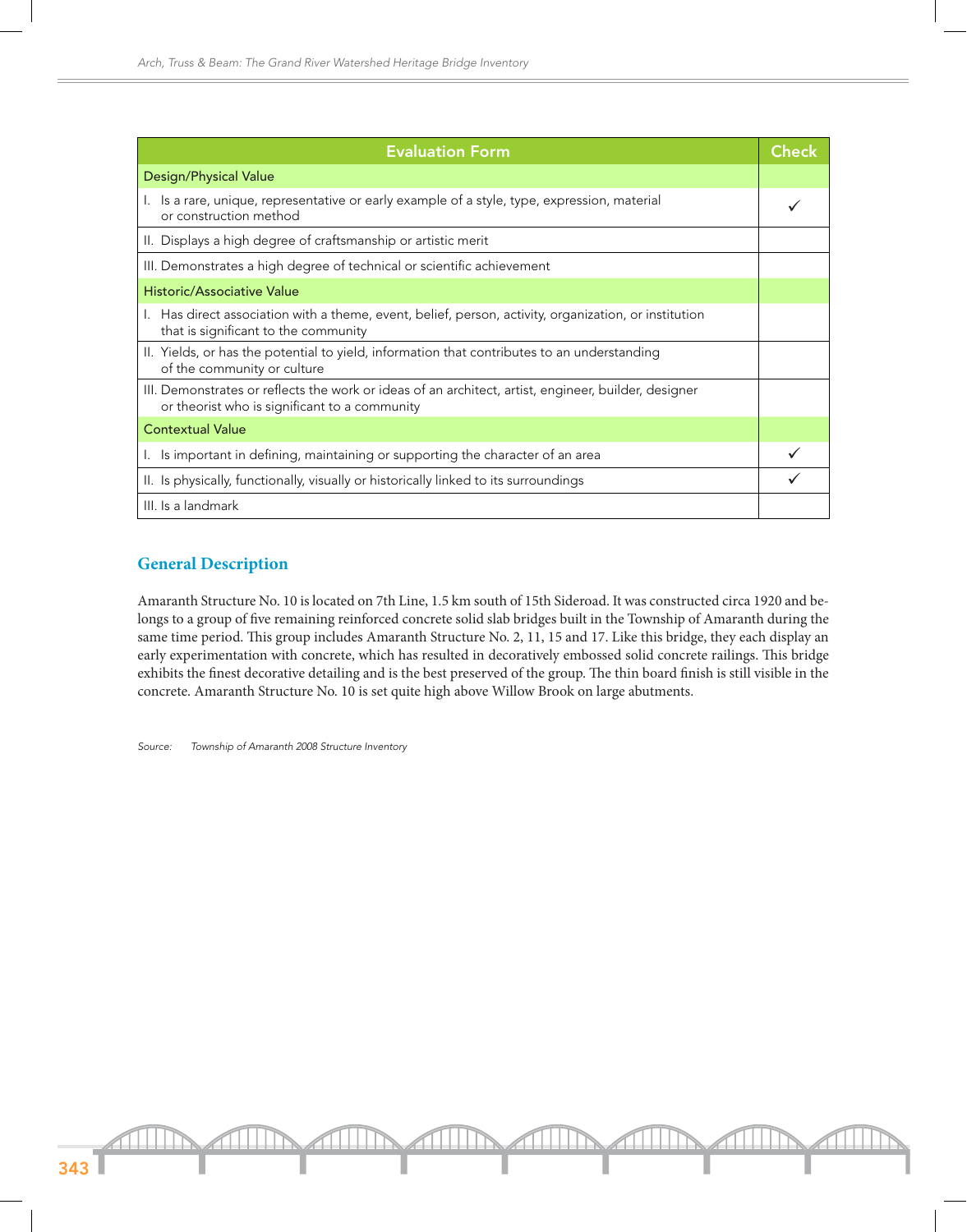| Evaluation Form | Check |
|---|---|
| Design/Physical Value | |
| I. Is a rare, unique, representative or early example of a style, type, expression, material or construction method | ✓ |
| II. Displays a high degree of craftsmanship or artistic merit | |
| III. Demonstrates a high degree of technical or scientific achievement | |
| Historic/Associative Value | |
| I. Has direct association with a theme, event, belief, person, activity, organization, or institution that is significant to the community | |
| II. Yields, or has the potential to yield, information that contributes to an understanding of the community or culture | |
| III. Demonstrates or reflects the work or ideas of an architect, artist, engineer, builder, designer or theorist who is significant to a community | |
| Contextual Value | |
| I. Is important in defining, maintaining or supporting the character of an area | ✓ |
| II. Is physically, functionally, visually or historically linked to its surroundings | ✓ |
| III. Is a landmark | |

## General Description

Amaranth Structure No. 10 is located on 7th Line, 1.5 km south of 15th Sideroad. It was constructed circa 1920 and belongs to a group of five remaining reinforced concrete solid slab bridges built in the Township of Amaranth during the same time period. This group includes Amaranth Structure No. 2, 11, 15 and 17. Like this bridge, they each display an early experimentation with concrete, which has resulted in decoratively embossed solid concrete railings. This bridge exhibits the finest decorative detailing and is the best preserved of the group. The thin board finish is still visible in the concrete. Amaranth Structure No. 10 is set quite high above Willow Brook on large abutments.

*Source: Township of Amaranth 2008 Structure Inventory*